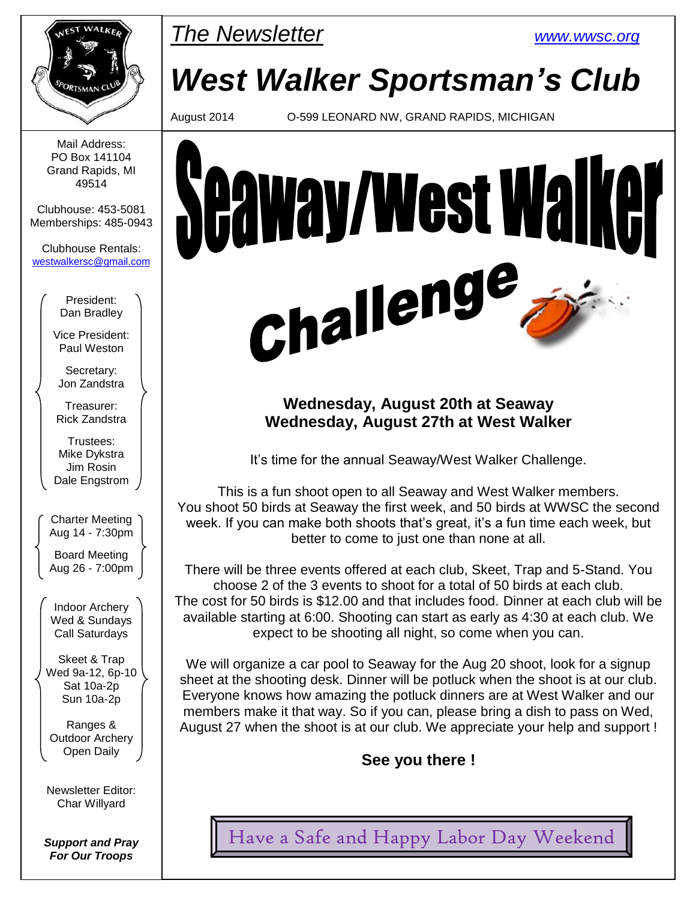*The Newsletter* www.wwsc.org

# West Walker Sportsman's Club

August 2014 O-599 LEONARD NW, GRAND RAPIDS, MICHIGAN

Mail Address:
PO Box 141104
Grand Rapids, MI
49514

Clubhouse: 453-5081
Memberships: 485-0943

Clubhouse Rentals:
westwalkersc@gmail.com

President:
Dan Bradley

Vice President:
Paul Weston

Secretary:
Jon Zandstra

Treasurer:
Rick Zandstra

Trustees:
Mike Dykstra
Jim Rosin
Dale Engstrom

Charter Meeting
Aug 14 - 7:30pm

Board Meeting
Aug 26 - 7:00pm

Indoor Archery
Wed & Sundays
Call Saturdays

Skeet & Trap
Wed 9a-12, 6p-10
Sat 10a-2p
Sun 10a-2p

Ranges &
Outdoor Archery
Open Daily

Newsletter Editor:
Char Willyard

***Support and Pray For Our Troops***

## Seaway/West Walker Challenge

**Wednesday, August 20th at Seaway**
**Wednesday, August 27th at West Walker**

It's time for the annual Seaway/West Walker Challenge.

This is a fun shoot open to all Seaway and West Walker members. You shoot 50 birds at Seaway the first week, and 50 birds at WWSC the second week. If you can make both shoots that's great, it's a fun time each week, but better to come to just one than none at all.

There will be three events offered at each club, Skeet, Trap and 5-Stand. You choose 2 of the 3 events to shoot for a total of 50 birds at each club. The cost for 50 birds is $12.00 and that includes food. Dinner at each club will be available starting at 6:00. Shooting can start as early as 4:30 at each club. We expect to be shooting all night, so come when you can.

We will organize a car pool to Seaway for the Aug 20 shoot, look for a signup sheet at the shooting desk. Dinner will be potluck when the shoot is at our club. Everyone knows how amazing the potluck dinners are at West Walker and our members make it that way. So if you can, please bring a dish to pass on Wed, August 27 when the shoot is at our club. We appreciate your help and support !

**See you there !**

Have a Safe and Happy Labor Day Weekend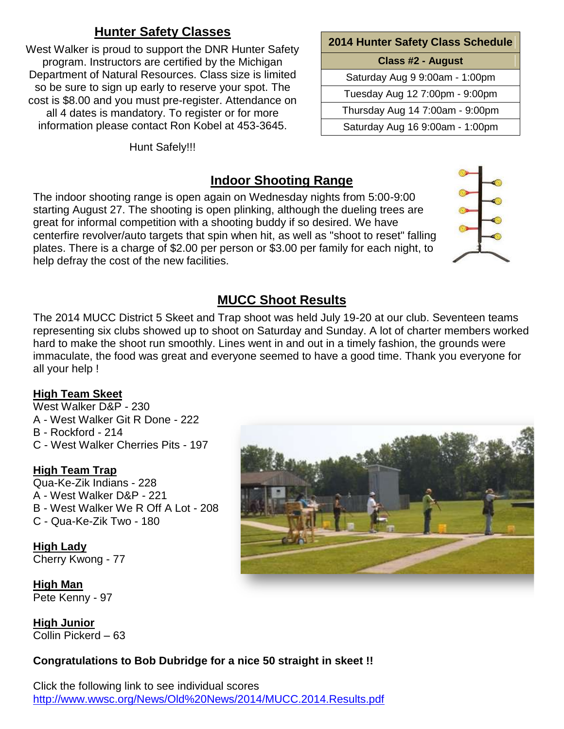## Hunter Safety Classes

West Walker is proud to support the DNR Hunter Safety program. Instructors are certified by the Michigan Department of Natural Resources. Class size is limited so be sure to sign up early to reserve your spot. The cost is $8.00 and you must pre-register. Attendance on all 4 dates is mandatory. To register or for more information please contact Ron Kobel at 453-3645.

Hunt Safely!!!

| 2014 Hunter Safety Class Schedule |
|---|
| **Class #2 - August** |
| Saturday Aug 9 9:00am - 1:00pm |
| Tuesday Aug 12 7:00pm - 9:00pm |
| Thursday Aug 14 7:00am - 9:00pm |
| Saturday Aug 16 9:00am - 1:00pm |

## Indoor Shooting Range

The indoor shooting range is open again on Wednesday nights from 5:00-9:00 starting August 27. The shooting is open plinking, although the dueling trees are great for informal competition with a shooting buddy if so desired. We have centerfire revolver/auto targets that spin when hit, as well as "shoot to reset" falling plates. There is a charge of $2.00 per person or $3.00 per family for each night, to help defray the cost of the new facilities.

## MUCC Shoot Results

The 2014 MUCC District 5 Skeet and Trap shoot was held July 19-20 at our club. Seventeen teams representing six clubs showed up to shoot on Saturday and Sunday. A lot of charter members worked hard to make the shoot run smoothly. Lines went in and out in a timely fashion, the grounds were immaculate, the food was great and everyone seemed to have a good time. Thank you everyone for all your help !

**High Team Skeet**
West Walker D&P - 230
A - West Walker Git R Done - 222
B - Rockford - 214
C - West Walker Cherries Pits - 197

**High Team Trap**
Qua-Ke-Zik Indians - 228
A - West Walker D&P - 221
B - West Walker We R Off A Lot - 208
C - Qua-Ke-Zik Two - 180

**High Lady**
Cherry Kwong - 77

**High Man**
Pete Kenny - 97

**High Junior**
Collin Pickerd – 63

**Congratulations to Bob Dubridge for a nice 50 straight in skeet !!**

Click the following link to see individual scores
http://www.wwsc.org/News/Old%20News/2014/MUCC.2014.Results.pdf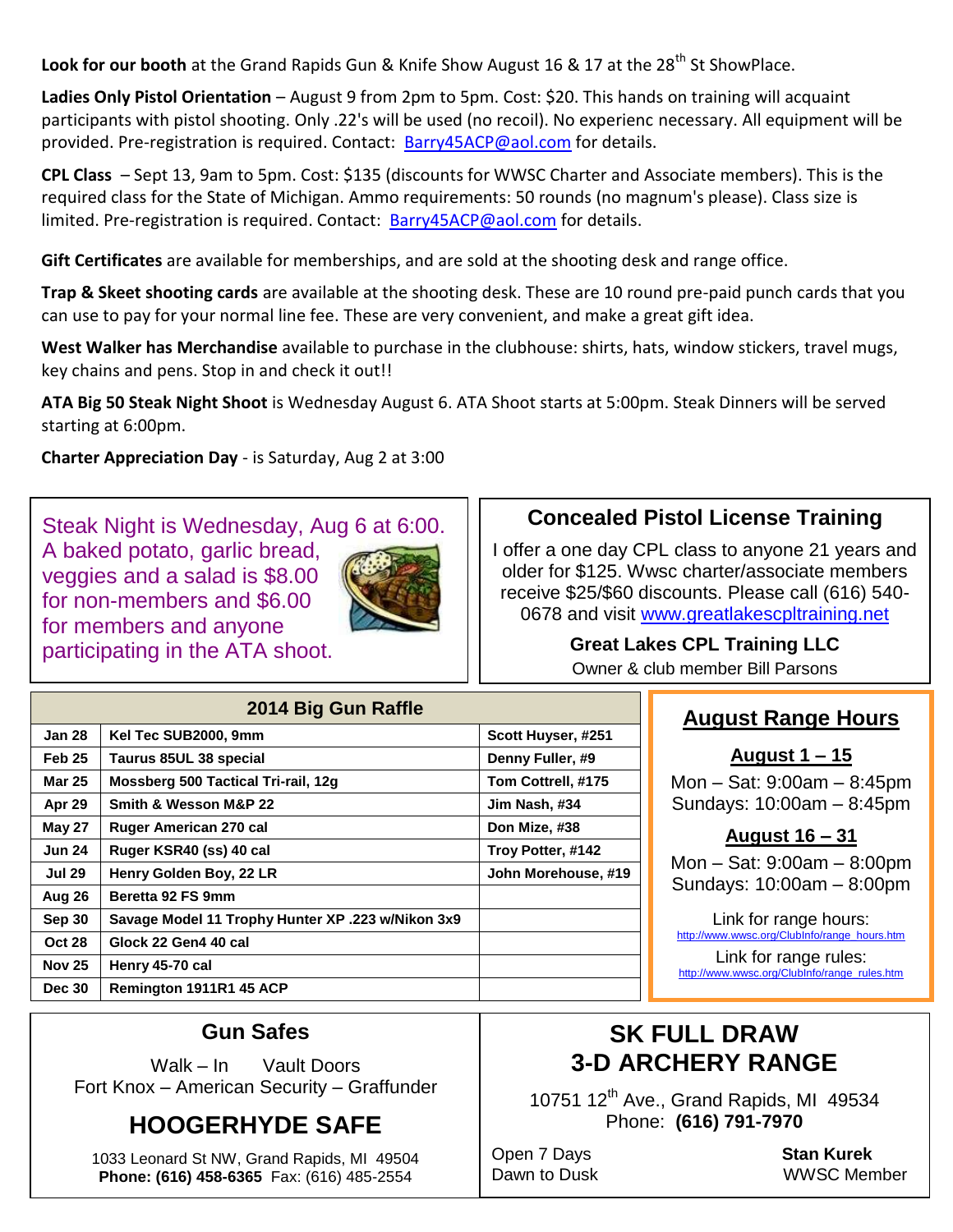**Look for our booth** at the Grand Rapids Gun & Knife Show August 16 & 17 at the 28th St ShowPlace.

**Ladies Only Pistol Orientation** – August 9 from 2pm to 5pm. Cost: $20. This hands on training will acquaint participants with pistol shooting. Only .22's will be used (no recoil). No experienc necessary. All equipment will be provided. Pre-registration is required. Contact: Barry45ACP@aol.com for details.

**CPL Class** – Sept 13, 9am to 5pm. Cost: $135 (discounts for WWSC Charter and Associate members). This is the required class for the State of Michigan. Ammo requirements: 50 rounds (no magnum's please). Class size is limited. Pre-registration is required. Contact: Barry45ACP@aol.com for details.

**Gift Certificates** are available for memberships, and are sold at the shooting desk and range office.

**Trap & Skeet shooting cards** are available at the shooting desk. These are 10 round pre-paid punch cards that you can use to pay for your normal line fee. These are very convenient, and make a great gift idea.

**West Walker has Merchandise** available to purchase in the clubhouse: shirts, hats, window stickers, travel mugs, key chains and pens. Stop in and check it out!!

**ATA Big 50 Steak Night Shoot** is Wednesday August 6. ATA Shoot starts at 5:00pm. Steak Dinners will be served starting at 6:00pm.

**Charter Appreciation Day** - is Saturday, Aug 2 at 3:00

Steak Night is Wednesday, Aug 6 at 6:00. A baked potato, garlic bread, veggies and a salad is $8.00 for non-members and $6.00 for members and anyone participating in the ATA shoot.

## Concealed Pistol License Training

I offer a one day CPL class to anyone 21 years and older for $125. Wwsc charter/associate members receive $25/$60 discounts. Please call (616) 540-0678 and visit www.greatlakescpltraining.net

**Great Lakes CPL Training LLC**
Owner & club member Bill Parsons

## 2014 Big Gun Raffle

| Date | Gun | Winner |
|---|---|---|
| Jan 28 | Kel Tec SUB2000, 9mm | Scott Huyser, #251 |
| Feb 25 | Taurus 85UL 38 special | Denny Fuller, #9 |
| Mar 25 | Mossberg 500 Tactical Tri-rail, 12g | Tom Cottrell, #175 |
| Apr 29 | Smith & Wesson M&P 22 | Jim Nash, #34 |
| May 27 | Ruger American 270 cal | Don Mize, #38 |
| Jun 24 | Ruger KSR40 (ss) 40 cal | Troy Potter, #142 |
| Jul 29 | Henry Golden Boy, 22 LR | John Morehouse, #19 |
| Aug 26 | Beretta 92 FS 9mm | |
| Sep 30 | Savage Model 11 Trophy Hunter XP .223 w/Nikon 3x9 | |
| Oct 28 | Glock 22 Gen4 40 cal | |
| Nov 25 | Henry 45-70 cal | |
| Dec 30 | Remington 1911R1 45 ACP | |

## August Range Hours

**August 1 – 15**
Mon – Sat: 9:00am – 8:45pm
Sundays: 10:00am – 8:45pm

**August 16 – 31**
Mon – Sat: 9:00am – 8:00pm
Sundays: 10:00am – 8:00pm

Link for range hours:
http://www.wwsc.org/ClubInfo/range_hours.htm

Link for range rules:
http://www.wwsc.org/ClubInfo/range_rules.htm

## Gun Safes

Walk – In Vault Doors
Fort Knox – American Security – Graffunder

## HOOGERHYDE SAFE

1033 Leonard St NW, Grand Rapids, MI 49504
**Phone: (616) 458-6365** Fax: (616) 485-2554

## SK FULL DRAW 3-D ARCHERY RANGE

10751 12th Ave., Grand Rapids, MI 49534
Phone: **(616) 791-7970**

Open 7 Days
Dawn to Dusk

**Stan Kurek**
WWSC Member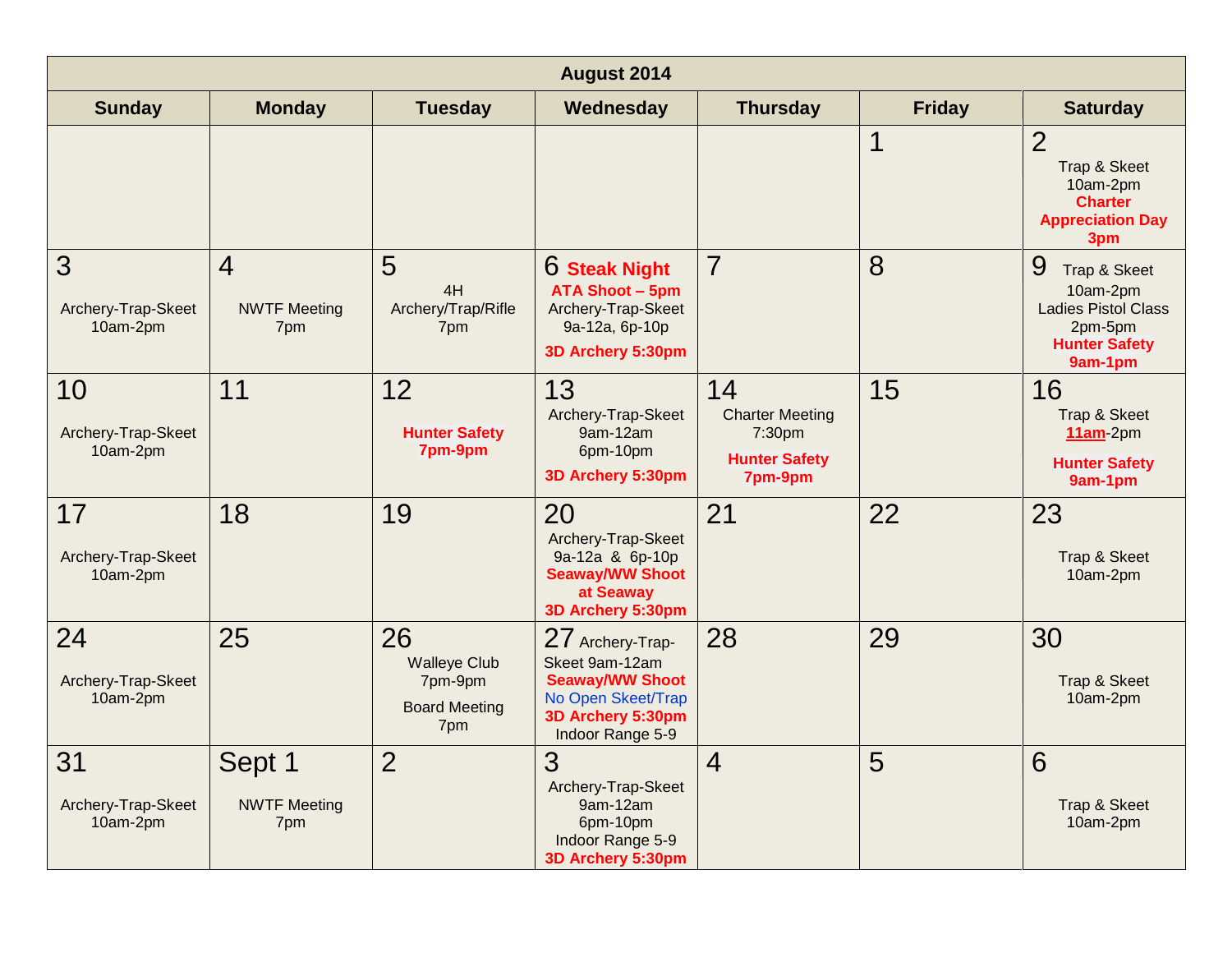| August 2014 | | | | | | |
|---|---|---|---|---|---|---|
| **Sunday** | **Monday** | **Tuesday** | **Wednesday** | **Thursday** | **Friday** | **Saturday** |
| | | | | | 1 | 2 Trap & Skeet 10am-2pm **Charter Appreciation Day 3pm** |
| 3 Archery-Trap-Skeet 10am-2pm | 4 NWTF Meeting 7pm | 5 4H Archery/Trap/Rifle 7pm | 6 **Steak Night** **ATA Shoot – 5pm** Archery-Trap-Skeet 9a-12a, 6p-10p **3D Archery 5:30pm** | 7 | 8 | 9 Trap & Skeet 10am-2pm Ladies Pistol Class 2pm-5pm **Hunter Safety 9am-1pm** |
| 10 Archery-Trap-Skeet 10am-2pm | 11 | 12 **Hunter Safety 7pm-9pm** | 13 Archery-Trap-Skeet 9am-12am 6pm-10pm **3D Archery 5:30pm** | 14 Charter Meeting 7:30pm **Hunter Safety 7pm-9pm** | 15 | 16 Trap & Skeet **11am**-2pm **Hunter Safety 9am-1pm** |
| 17 Archery-Trap-Skeet 10am-2pm | 18 | 19 | 20 Archery-Trap-Skeet 9a-12a & 6p-10p **Seaway/WW Shoot at Seaway** **3D Archery 5:30pm** | 21 | 22 | 23 Trap & Skeet 10am-2pm |
| 24 Archery-Trap-Skeet 10am-2pm | 25 | 26 Walleye Club 7pm-9pm Board Meeting 7pm | 27 Archery-Trap-Skeet 9am-12am **Seaway/WW Shoot** No Open Skeet/Trap **3D Archery 5:30pm** Indoor Range 5-9 | 28 | 29 | 30 Trap & Skeet 10am-2pm |
| 31 Archery-Trap-Skeet 10am-2pm | Sept 1 NWTF Meeting 7pm | 2 | 3 Archery-Trap-Skeet 9am-12am 6pm-10pm Indoor Range 5-9 **3D Archery 5:30pm** | 4 | 5 | 6 Trap & Skeet 10am-2pm |